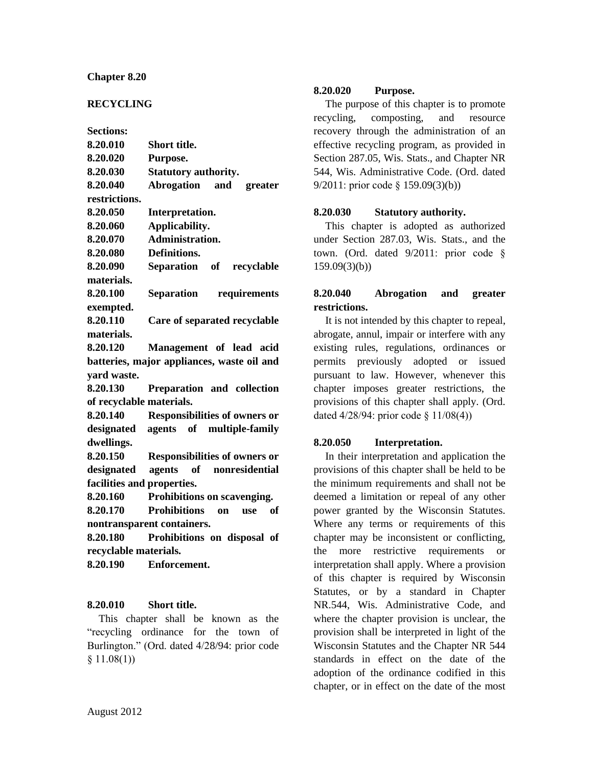**Chapter 8.20**

**RECYCLING**

**Sections:**

**8.20.010 Short title.**
**8.20.020 Purpose.**
**8.20.030 Statutory authority.**
**8.20.040 Abrogation and greater restrictions.**
**8.20.050 Interpretation.**
**8.20.060 Applicability.**
**8.20.070 Administration.**
**8.20.080 Definitions.**
**8.20.090 Separation of recyclable materials.**
**8.20.100 Separation requirements exempted.**
**8.20.110 Care of separated recyclable materials.**
**8.20.120 Management of lead acid batteries, major appliances, waste oil and yard waste.**
**8.20.130 Preparation and collection of recyclable materials.**
**8.20.140 Responsibilities of owners or designated agents of multiple-family dwellings.**
**8.20.150 Responsibilities of owners or designated agents of nonresidential facilities and properties.**
**8.20.160 Prohibitions on scavenging.**
**8.20.170 Prohibitions on use of nontransparent containers.**
**8.20.180 Prohibitions on disposal of recyclable materials.**
**8.20.190 Enforcement.**

**8.20.010 Short title.**

This chapter shall be known as the "recycling ordinance for the town of Burlington." (Ord. dated 4/28/94: prior code § 11.08(1))

**8.20.020 Purpose.**

The purpose of this chapter is to promote recycling, composting, and resource recovery through the administration of an effective recycling program, as provided in Section 287.05, Wis. Stats., and Chapter NR 544, Wis. Administrative Code. (Ord. dated 9/2011: prior code § 159.09(3)(b))

**8.20.030 Statutory authority.**

This chapter is adopted as authorized under Section 287.03, Wis. Stats., and the town. (Ord. dated 9/2011: prior code § 159.09(3)(b))

**8.20.040 Abrogation and greater restrictions.**

It is not intended by this chapter to repeal, abrogate, annul, impair or interfere with any existing rules, regulations, ordinances or permits previously adopted or issued pursuant to law. However, whenever this chapter imposes greater restrictions, the provisions of this chapter shall apply. (Ord. dated 4/28/94: prior code § 11/08(4))

**8.20.050 Interpretation.**

In their interpretation and application the provisions of this chapter shall be held to be the minimum requirements and shall not be deemed a limitation or repeal of any other power granted by the Wisconsin Statutes. Where any terms or requirements of this chapter may be inconsistent or conflicting, the more restrictive requirements or interpretation shall apply. Where a provision of this chapter is required by Wisconsin Statutes, or by a standard in Chapter NR.544, Wis. Administrative Code, and where the chapter provision is unclear, the provision shall be interpreted in light of the Wisconsin Statutes and the Chapter NR 544 standards in effect on the date of the adoption of the ordinance codified in this chapter, or in effect on the date of the most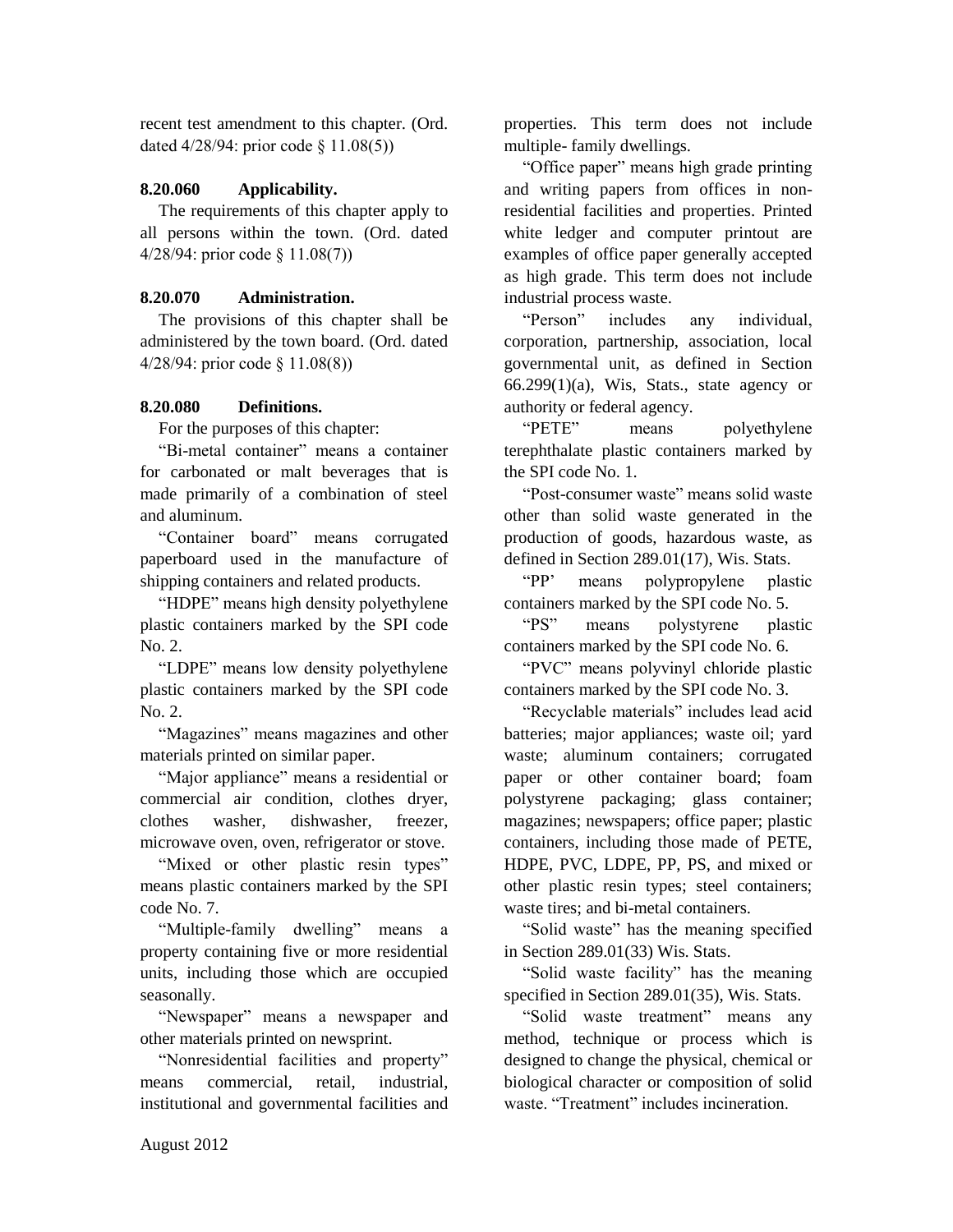recent test amendment to this chapter. (Ord. dated 4/28/94: prior code § 11.08(5))

### 8.20.060 Applicability.

The requirements of this chapter apply to all persons within the town. (Ord. dated 4/28/94: prior code § 11.08(7))

### 8.20.070 Administration.

The provisions of this chapter shall be administered by the town board. (Ord. dated 4/28/94: prior code § 11.08(8))

### 8.20.080 Definitions.

For the purposes of this chapter:

"Bi-metal container" means a container for carbonated or malt beverages that is made primarily of a combination of steel and aluminum.

"Container board" means corrugated paperboard used in the manufacture of shipping containers and related products.

"HDPE" means high density polyethylene plastic containers marked by the SPI code No. 2.

"LDPE" means low density polyethylene plastic containers marked by the SPI code No. 2.

"Magazines" means magazines and other materials printed on similar paper.

"Major appliance" means a residential or commercial air condition, clothes dryer, clothes washer, dishwasher, freezer, microwave oven, oven, refrigerator or stove.

"Mixed or other plastic resin types" means plastic containers marked by the SPI code No. 7.

"Multiple-family dwelling" means a property containing five or more residential units, including those which are occupied seasonally.

"Newspaper" means a newspaper and other materials printed on newsprint.

"Nonresidential facilities and property" means commercial, retail, industrial, institutional and governmental facilities and properties. This term does not include multiple- family dwellings.

"Office paper" means high grade printing and writing papers from offices in non-residential facilities and properties. Printed white ledger and computer printout are examples of office paper generally accepted as high grade. This term does not include industrial process waste.

"Person" includes any individual, corporation, partnership, association, local governmental unit, as defined in Section 66.299(1)(a), Wis, Stats., state agency or authority or federal agency.

"PETE" means polyethylene terephthalate plastic containers marked by the SPI code No. 1.

"Post-consumer waste" means solid waste other than solid waste generated in the production of goods, hazardous waste, as defined in Section 289.01(17), Wis. Stats.

"PP' means polypropylene plastic containers marked by the SPI code No. 5.

"PS" means polystyrene plastic containers marked by the SPI code No. 6.

"PVC" means polyvinyl chloride plastic containers marked by the SPI code No. 3.

"Recyclable materials" includes lead acid batteries; major appliances; waste oil; yard waste; aluminum containers; corrugated paper or other container board; foam polystyrene packaging; glass container; magazines; newspapers; office paper; plastic containers, including those made of PETE, HDPE, PVC, LDPE, PP, PS, and mixed or other plastic resin types; steel containers; waste tires; and bi-metal containers.

"Solid waste" has the meaning specified in Section 289.01(33) Wis. Stats.

"Solid waste facility" has the meaning specified in Section 289.01(35), Wis. Stats.

"Solid waste treatment" means any method, technique or process which is designed to change the physical, chemical or biological character or composition of solid waste. "Treatment" includes incineration.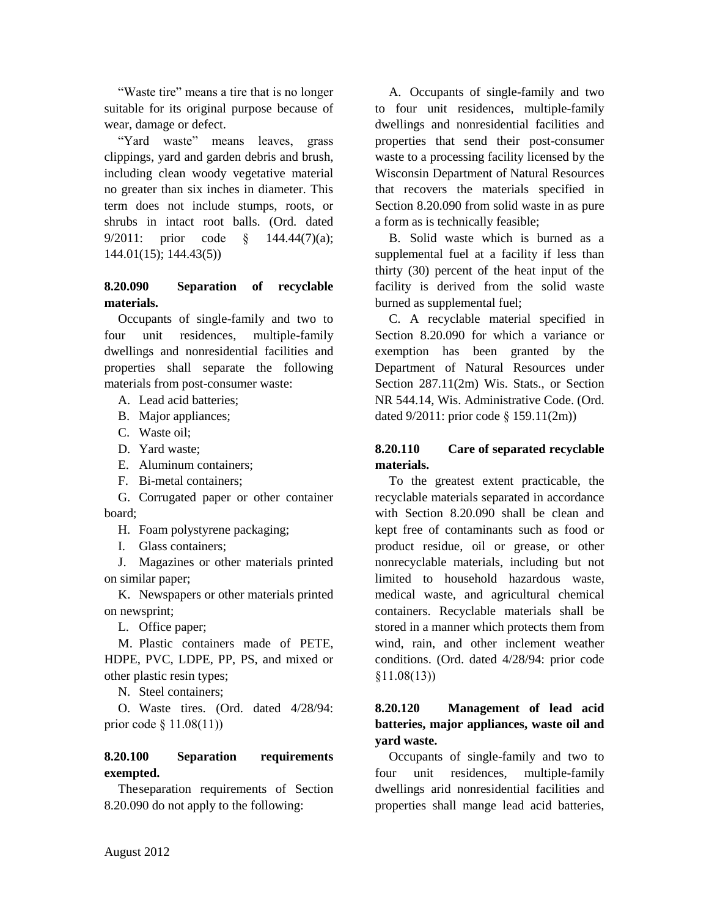"Waste tire" means a tire that is no longer suitable for its original purpose because of wear, damage or defect.

"Yard waste" means leaves, grass clippings, yard and garden debris and brush, including clean woody vegetative material no greater than six inches in diameter. This term does not include stumps, roots, or shrubs in intact root balls. (Ord. dated 9/2011: prior code § 144.44(7)(a); 144.01(15); 144.43(5))

**8.20.090 Separation of recyclable materials.**

Occupants of single-family and two to four unit residences, multiple-family dwellings and nonresidential facilities and properties shall separate the following materials from post-consumer waste:

A. Lead acid batteries;

B. Major appliances;

C. Waste oil;

D. Yard waste;

E. Aluminum containers;

F. Bi-metal containers;

G. Corrugated paper or other container board;

H. Foam polystyrene packaging;

I. Glass containers;

J. Magazines or other materials printed on similar paper;

K. Newspapers or other materials printed on newsprint;

L. Office paper;

M. Plastic containers made of PETE, HDPE, PVC, LDPE, PP, PS, and mixed or other plastic resin types;

N. Steel containers;

O. Waste tires. (Ord. dated 4/28/94: prior code § 11.08(11))

**8.20.100 Separation requirements exempted.**

Theseparation requirements of Section 8.20.090 do not apply to the following:

A. Occupants of single-family and two to four unit residences, multiple-family dwellings and nonresidential facilities and properties that send their post-consumer waste to a processing facility licensed by the Wisconsin Department of Natural Resources that recovers the materials specified in Section 8.20.090 from solid waste in as pure a form as is technically feasible;

B. Solid waste which is burned as a supplemental fuel at a facility if less than thirty (30) percent of the heat input of the facility is derived from the solid waste burned as supplemental fuel;

C. A recyclable material specified in Section 8.20.090 for which a variance or exemption has been granted by the Department of Natural Resources under Section 287.11(2m) Wis. Stats., or Section NR 544.14, Wis. Administrative Code. (Ord. dated 9/2011: prior code § 159.11(2m))

**8.20.110 Care of separated recyclable materials.**

To the greatest extent practicable, the recyclable materials separated in accordance with Section 8.20.090 shall be clean and kept free of contaminants such as food or product residue, oil or grease, or other nonrecyclable materials, including but not limited to household hazardous waste, medical waste, and agricultural chemical containers. Recyclable materials shall be stored in a manner which protects them from wind, rain, and other inclement weather conditions. (Ord. dated 4/28/94: prior code §11.08(13))

**8.20.120 Management of lead acid batteries, major appliances, waste oil and yard waste.**

Occupants of single-family and two to four unit residences, multiple-family dwellings arid nonresidential facilities and properties shall mange lead acid batteries,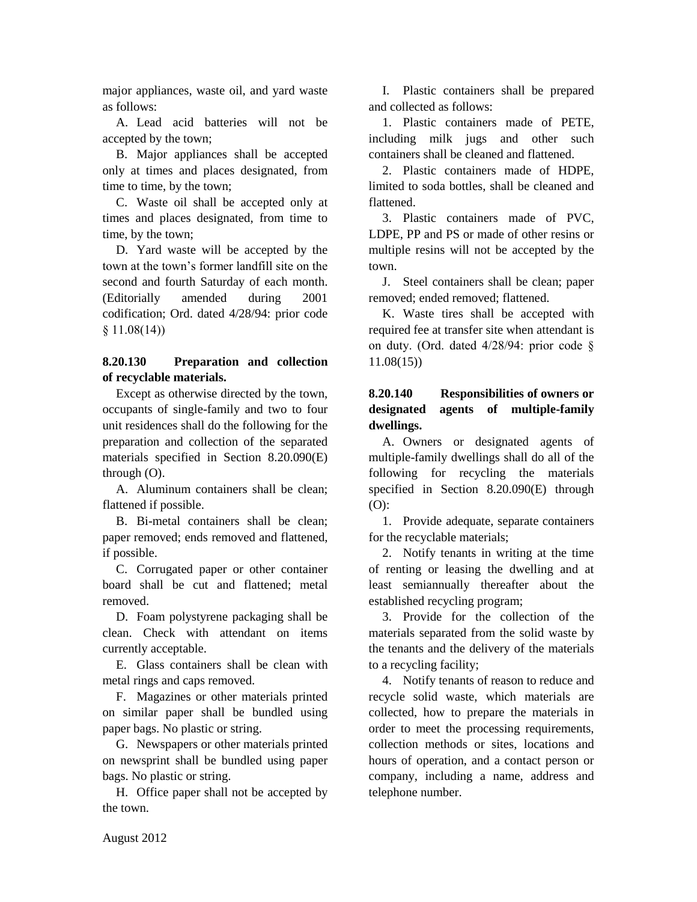major appliances, waste oil, and yard waste as follows:

A. Lead acid batteries will not be accepted by the town;

B. Major appliances shall be accepted only at times and places designated, from time to time, by the town;

C. Waste oil shall be accepted only at times and places designated, from time to time, by the town;

D. Yard waste will be accepted by the town at the town's former landfill site on the second and fourth Saturday of each month. (Editorially amended during 2001 codification; Ord. dated 4/28/94: prior code § 11.08(14))

**8.20.130 Preparation and collection of recyclable materials.**

Except as otherwise directed by the town, occupants of single-family and two to four unit residences shall do the following for the preparation and collection of the separated materials specified in Section 8.20.090(E) through (O).

A. Aluminum containers shall be clean; flattened if possible.

B. Bi-metal containers shall be clean; paper removed; ends removed and flattened, if possible.

C. Corrugated paper or other container board shall be cut and flattened; metal removed.

D. Foam polystyrene packaging shall be clean. Check with attendant on items currently acceptable.

E. Glass containers shall be clean with metal rings and caps removed.

F. Magazines or other materials printed on similar paper shall be bundled using paper bags. No plastic or string.

G. Newspapers or other materials printed on newsprint shall be bundled using paper bags. No plastic or string.

H. Office paper shall not be accepted by the town.

I. Plastic containers shall be prepared and collected as follows:

1. Plastic containers made of PETE, including milk jugs and other such containers shall be cleaned and flattened.

2. Plastic containers made of HDPE, limited to soda bottles, shall be cleaned and flattened.

3. Plastic containers made of PVC, LDPE, PP and PS or made of other resins or multiple resins will not be accepted by the town.

J. Steel containers shall be clean; paper removed; ended removed; flattened.

K. Waste tires shall be accepted with required fee at transfer site when attendant is on duty. (Ord. dated 4/28/94: prior code § 11.08(15))

**8.20.140 Responsibilities of owners or designated agents of multiple-family dwellings.**

A. Owners or designated agents of multiple-family dwellings shall do all of the following for recycling the materials specified in Section 8.20.090(E) through (O):

1. Provide adequate, separate containers for the recyclable materials;

2. Notify tenants in writing at the time of renting or leasing the dwelling and at least semiannually thereafter about the established recycling program;

3. Provide for the collection of the materials separated from the solid waste by the tenants and the delivery of the materials to a recycling facility;

4. Notify tenants of reason to reduce and recycle solid waste, which materials are collected, how to prepare the materials in order to meet the processing requirements, collection methods or sites, locations and hours of operation, and a contact person or company, including a name, address and telephone number.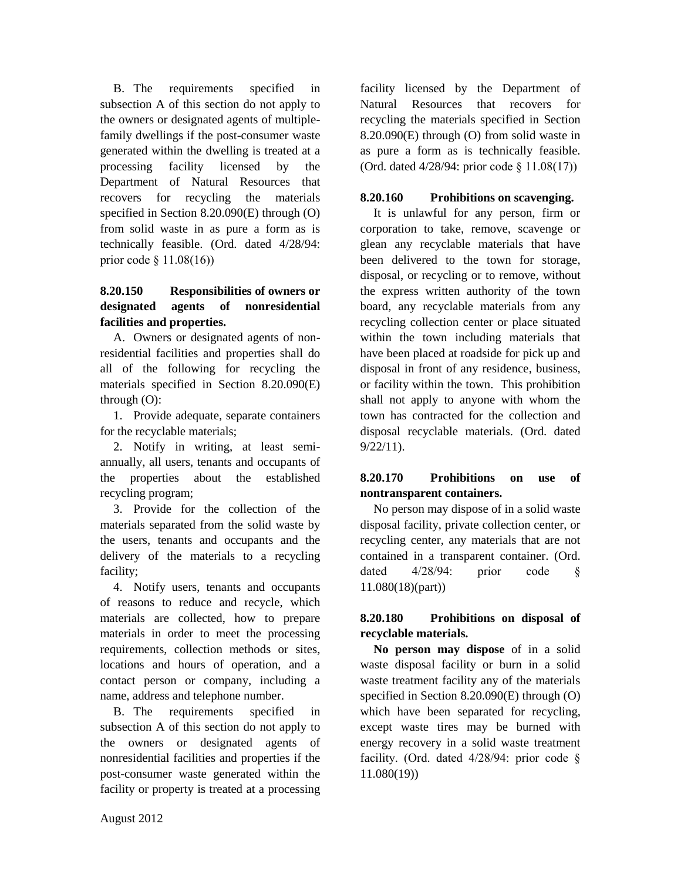B. The requirements specified in subsection A of this section do not apply to the owners or designated agents of multiple-family dwellings if the post-consumer waste generated within the dwelling is treated at a processing facility licensed by the Department of Natural Resources that recovers for recycling the materials specified in Section 8.20.090(E) through (O) from solid waste in as pure a form as is technically feasible. (Ord. dated 4/28/94: prior code § 11.08(16))

**8.20.150 Responsibilities of owners or designated agents of nonresidential facilities and properties.**

A. Owners or designated agents of non-residential facilities and properties shall do all of the following for recycling the materials specified in Section 8.20.090(E) through (O):

1. Provide adequate, separate containers for the recyclable materials;

2. Notify in writing, at least semi-annually, all users, tenants and occupants of the properties about the established recycling program;

3. Provide for the collection of the materials separated from the solid waste by the users, tenants and occupants and the delivery of the materials to a recycling facility;

4. Notify users, tenants and occupants of reasons to reduce and recycle, which materials are collected, how to prepare materials in order to meet the processing requirements, collection methods or sites, locations and hours of operation, and a contact person or company, including a name, address and telephone number.

B. The requirements specified in subsection A of this section do not apply to the owners or designated agents of nonresidential facilities and properties if the post-consumer waste generated within the facility or property is treated at a processing facility licensed by the Department of Natural Resources that recovers for recycling the materials specified in Section 8.20.090(E) through (O) from solid waste in as pure a form as is technically feasible. (Ord. dated 4/28/94: prior code § 11.08(17))

**8.20.160 Prohibitions on scavenging.**

It is unlawful for any person, firm or corporation to take, remove, scavenge or glean any recyclable materials that have been delivered to the town for storage, disposal, or recycling or to remove, without the express written authority of the town board, any recyclable materials from any recycling collection center or place situated within the town including materials that have been placed at roadside for pick up and disposal in front of any residence, business, or facility within the town. This prohibition shall not apply to anyone with whom the town has contracted for the collection and disposal recyclable materials. (Ord. dated 9/22/11).

**8.20.170 Prohibitions on use of nontransparent containers.**

No person may dispose of in a solid waste disposal facility, private collection center, or recycling center, any materials that are not contained in a transparent container. (Ord. dated 4/28/94: prior code § 11.080(18)(part))

**8.20.180 Prohibitions on disposal of recyclable materials.**

**No person may dispose** of in a solid waste disposal facility or burn in a solid waste treatment facility any of the materials specified in Section 8.20.090(E) through (O) which have been separated for recycling, except waste tires may be burned with energy recovery in a solid waste treatment facility. (Ord. dated 4/28/94: prior code § 11.080(19))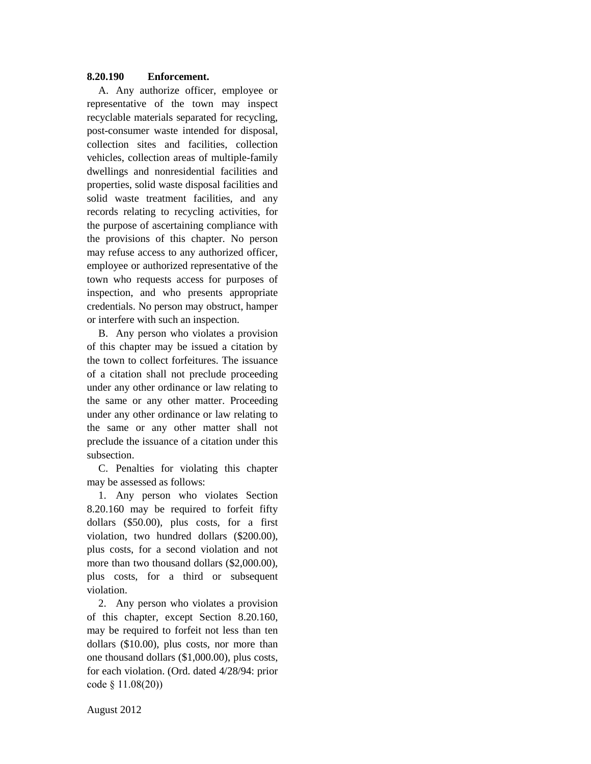**8.20.190 Enforcement.**

A. Any authorize officer, employee or representative of the town may inspect recyclable materials separated for recycling, post-consumer waste intended for disposal, collection sites and facilities, collection vehicles, collection areas of multiple-family dwellings and nonresidential facilities and properties, solid waste disposal facilities and solid waste treatment facilities, and any records relating to recycling activities, for the purpose of ascertaining compliance with the provisions of this chapter. No person may refuse access to any authorized officer, employee or authorized representative of the town who requests access for purposes of inspection, and who presents appropriate credentials. No person may obstruct, hamper or interfere with such an inspection.

B. Any person who violates a provision of this chapter may be issued a citation by the town to collect forfeitures. The issuance of a citation shall not preclude proceeding under any other ordinance or law relating to the same or any other matter. Proceeding under any other ordinance or law relating to the same or any other matter shall not preclude the issuance of a citation under this subsection.

C. Penalties for violating this chapter may be assessed as follows:

1. Any person who violates Section 8.20.160 may be required to forfeit fifty dollars ($50.00), plus costs, for a first violation, two hundred dollars ($200.00), plus costs, for a second violation and not more than two thousand dollars ($2,000.00), plus costs, for a third or subsequent violation.

2. Any person who violates a provision of this chapter, except Section 8.20.160, may be required to forfeit not less than ten dollars ($10.00), plus costs, nor more than one thousand dollars ($1,000.00), plus costs, for each violation. (Ord. dated 4/28/94: prior code § 11.08(20))

August 2012